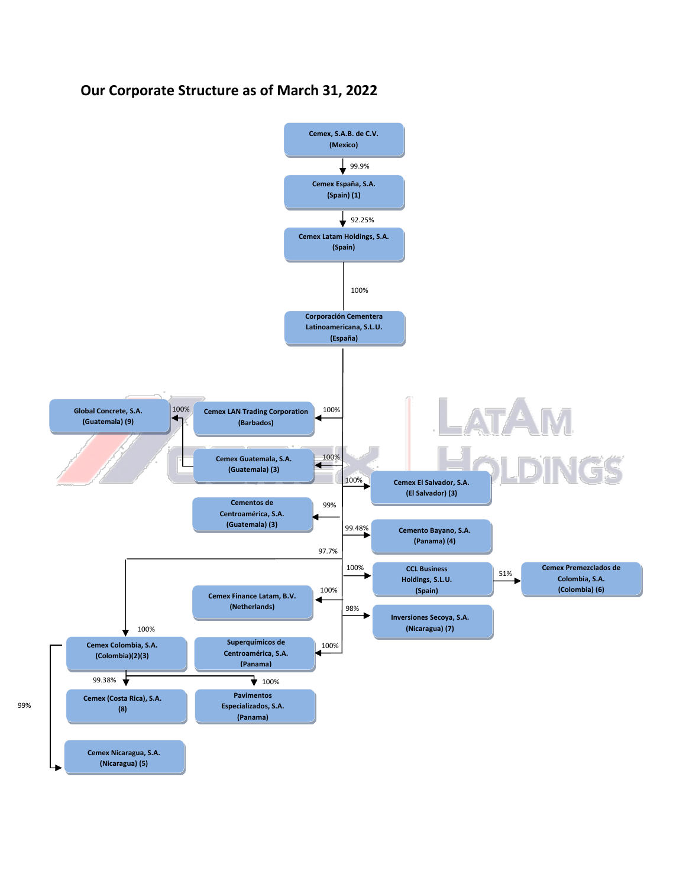# Our Corporate Structure as of March 31, 2022

- **Cemex, S.A.B. de C.V.** (Mexico)
  - 99.9% → **Cemex España, S.A.** (Spain) (1)
    - 92.25% → **Cemex Latam Holdings, S.A.** (Spain)
      - 100% → **Corporación Cementera Latinoamericana, S.L.U.** (España)
        - 100% → **Cemex LAN Trading Corporation** (Barbados)
        - 100% → **Cemex Guatemala, S.A.** (Guatemala) (3)
          - 100% → **Global Concrete, S.A.** (Guatemala) (9)
        - 100% → **Cemex El Salvador, S.A.** (El Salvador) (3)
        - 99% → **Cementos de Centroamérica, S.A.** (Guatemala) (3)
        - 99.48% → **Cemento Bayano, S.A.** (Panama) (4)
        - 97.7% → **Cemex Colombia, S.A.** (Colombia)(2)(3)
          - 100% (shown on the connector into Cemex Colombia, S.A.)
          - 99.38% → **Cemex (Costa Rica), S.A.** (8)
          - 100% → **Pavimentos Especializados, S.A.** (Panama)
          - 99% → **Cemex Nicaragua, S.A.** (Nicaragua) (5)
        - 100% → **CCL Business Holdings, S.L.U.** (Spain)
          - 51% → **Cemex Premezclados de Colombia, S.A.** (Colombia) (6)
        - 100% → **Cemex Finance Latam, B.V.** (Netherlands)
        - 98% → **Inversiones Secoya, S.A.** (Nicaragua) (7)
        - 100% → **Superquímicos de Centroamérica, S.A.** (Panama)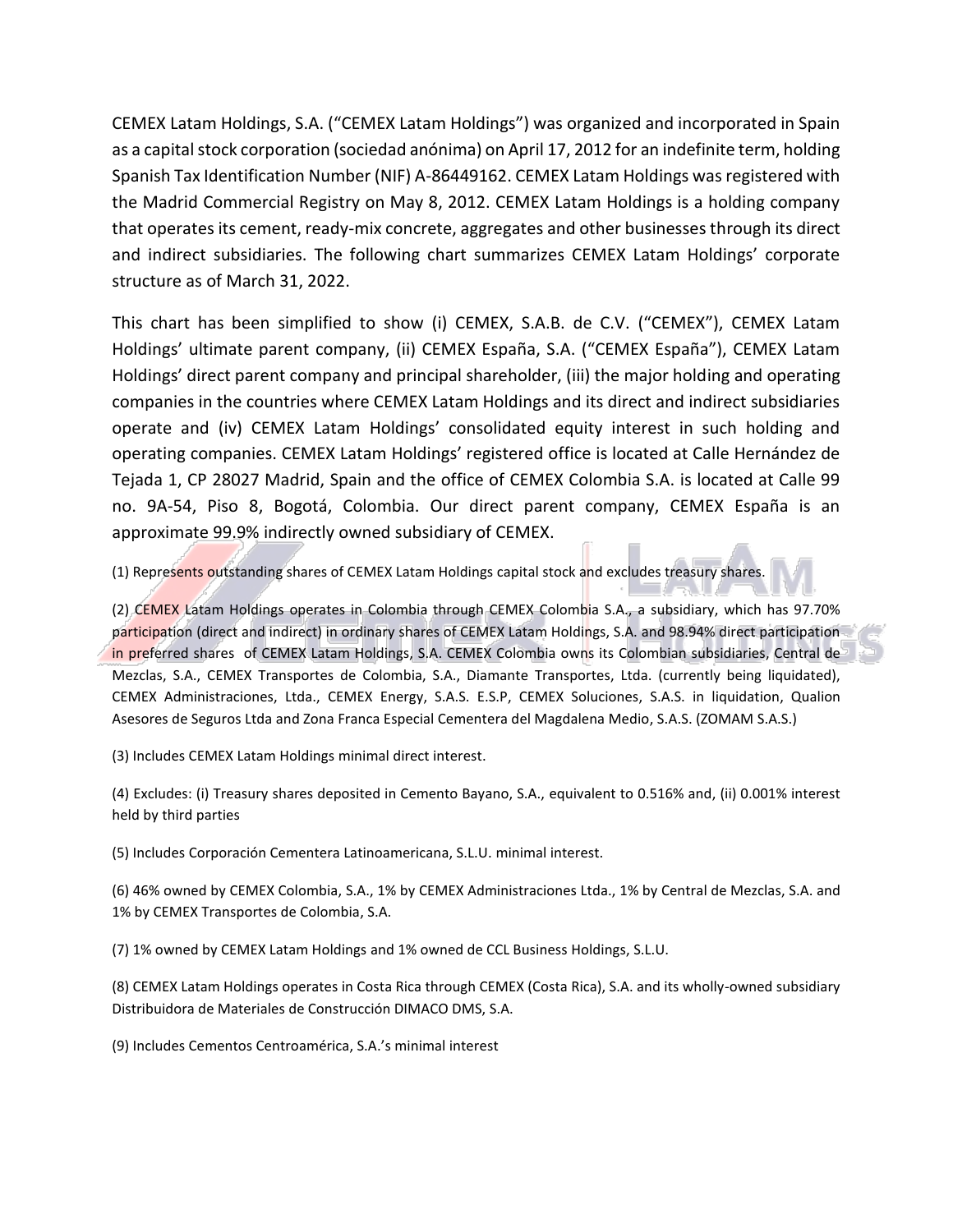CEMEX Latam Holdings, S.A. ("CEMEX Latam Holdings") was organized and incorporated in Spain as a capital stock corporation (sociedad anónima) on April 17, 2012 for an indefinite term, holding Spanish Tax Identification Number (NIF) A-86449162. CEMEX Latam Holdings was registered with the Madrid Commercial Registry on May 8, 2012. CEMEX Latam Holdings is a holding company that operates its cement, ready-mix concrete, aggregates and other businesses through its direct and indirect subsidiaries. The following chart summarizes CEMEX Latam Holdings' corporate structure as of March 31, 2022.

This chart has been simplified to show (i) CEMEX, S.A.B. de C.V. ("CEMEX"), CEMEX Latam Holdings' ultimate parent company, (ii) CEMEX España, S.A. ("CEMEX España"), CEMEX Latam Holdings' direct parent company and principal shareholder, (iii) the major holding and operating companies in the countries where CEMEX Latam Holdings and its direct and indirect subsidiaries operate and (iv) CEMEX Latam Holdings' consolidated equity interest in such holding and operating companies. CEMEX Latam Holdings' registered office is located at Calle Hernández de Tejada 1, CP 28027 Madrid, Spain and the office of CEMEX Colombia S.A. is located at Calle 99 no. 9A-54, Piso 8, Bogotá, Colombia. Our direct parent company, CEMEX España is an approximate 99.9% indirectly owned subsidiary of CEMEX.

(1) Represents outstanding shares of CEMEX Latam Holdings capital stock and excludes treasury shares.

(2) CEMEX Latam Holdings operates in Colombia through CEMEX Colombia S.A., a subsidiary, which has 97.70% participation (direct and indirect) in ordinary shares of CEMEX Latam Holdings, S.A. and 98.94% direct participation in preferred shares of CEMEX Latam Holdings, S.A. CEMEX Colombia owns its Colombian subsidiaries, Central de Mezclas, S.A., CEMEX Transportes de Colombia, S.A., Diamante Transportes, Ltda. (currently being liquidated), CEMEX Administraciones, Ltda., CEMEX Energy, S.A.S. E.S.P, CEMEX Soluciones, S.A.S. in liquidation, Qualion Asesores de Seguros Ltda and Zona Franca Especial Cementera del Magdalena Medio, S.A.S. (ZOMAM S.A.S.)

(3) Includes CEMEX Latam Holdings minimal direct interest.

(4) Excludes: (i) Treasury shares deposited in Cemento Bayano, S.A., equivalent to 0.516% and, (ii) 0.001% interest held by third parties

(5) Includes Corporación Cementera Latinoamericana, S.L.U. minimal interest.

(6) 46% owned by CEMEX Colombia, S.A., 1% by CEMEX Administraciones Ltda., 1% by Central de Mezclas, S.A. and 1% by CEMEX Transportes de Colombia, S.A.

(7) 1% owned by CEMEX Latam Holdings and 1% owned de CCL Business Holdings, S.L.U.

(8) CEMEX Latam Holdings operates in Costa Rica through CEMEX (Costa Rica), S.A. and its wholly-owned subsidiary Distribuidora de Materiales de Construcción DIMACO DMS, S.A.

(9) Includes Cementos Centroamérica, S.A.'s minimal interest